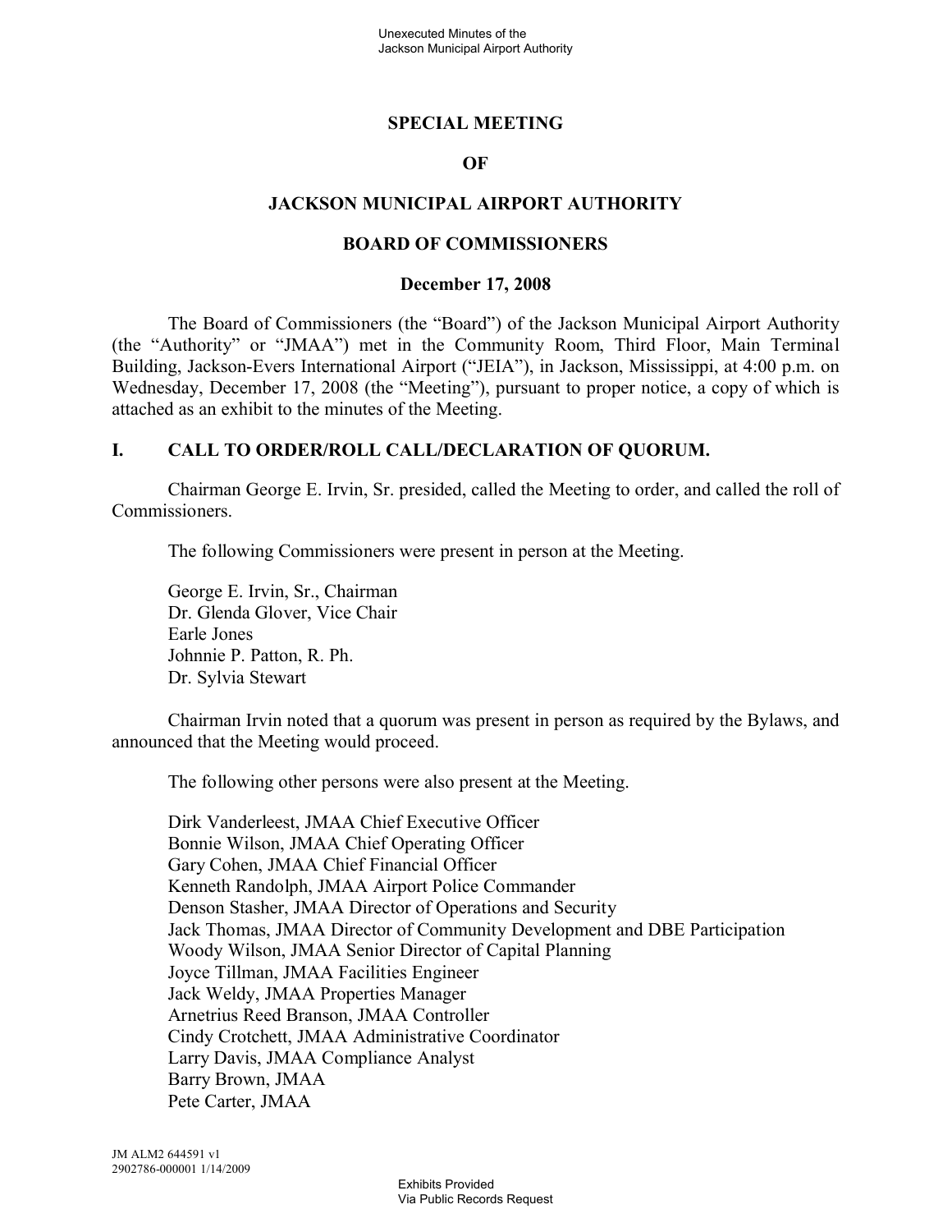# SPECIAL MEETING

# OF

# JACKSON MUNICIPAL AIRPORT AUTHORITY

# BOARD OF COMMISSIONERS

## December 17, 2008

The Board of Commissioners (the "Board") of the Jackson Municipal Airport Authority (the "Authority" or "JMAA") met in the Community Room, Third Floor, Main Terminal Building, Jackson-Evers International Airport ("JEIA"), in Jackson, Mississippi, at 4:00 p.m. on Wednesday, December 17, 2008 (the "Meeting"), pursuant to proper notice, a copy of which is attached as an exhibit to the minutes of the Meeting.

## I. CALL TO ORDER/ROLL CALL/DECLARATION OF QUORUM.

Chairman George E. Irvin, Sr. presided, called the Meeting to order, and called the roll of Commissioners.

The following Commissioners were present in person at the Meeting.

George E. Irvin, Sr., Chairman
Dr. Glenda Glover, Vice Chair
Earle Jones
Johnnie P. Patton, R. Ph.
Dr. Sylvia Stewart

Chairman Irvin noted that a quorum was present in person as required by the Bylaws, and announced that the Meeting would proceed.

The following other persons were also present at the Meeting.

Dirk Vanderleest, JMAA Chief Executive Officer
Bonnie Wilson, JMAA Chief Operating Officer
Gary Cohen, JMAA Chief Financial Officer
Kenneth Randolph, JMAA Airport Police Commander
Denson Stasher, JMAA Director of Operations and Security
Jack Thomas, JMAA Director of Community Development and DBE Participation
Woody Wilson, JMAA Senior Director of Capital Planning
Joyce Tillman, JMAA Facilities Engineer
Jack Weldy, JMAA Properties Manager
Arnetrius Reed Branson, JMAA Controller
Cindy Crotchett, JMAA Administrative Coordinator
Larry Davis, JMAA Compliance Analyst
Barry Brown, JMAA
Pete Carter, JMAA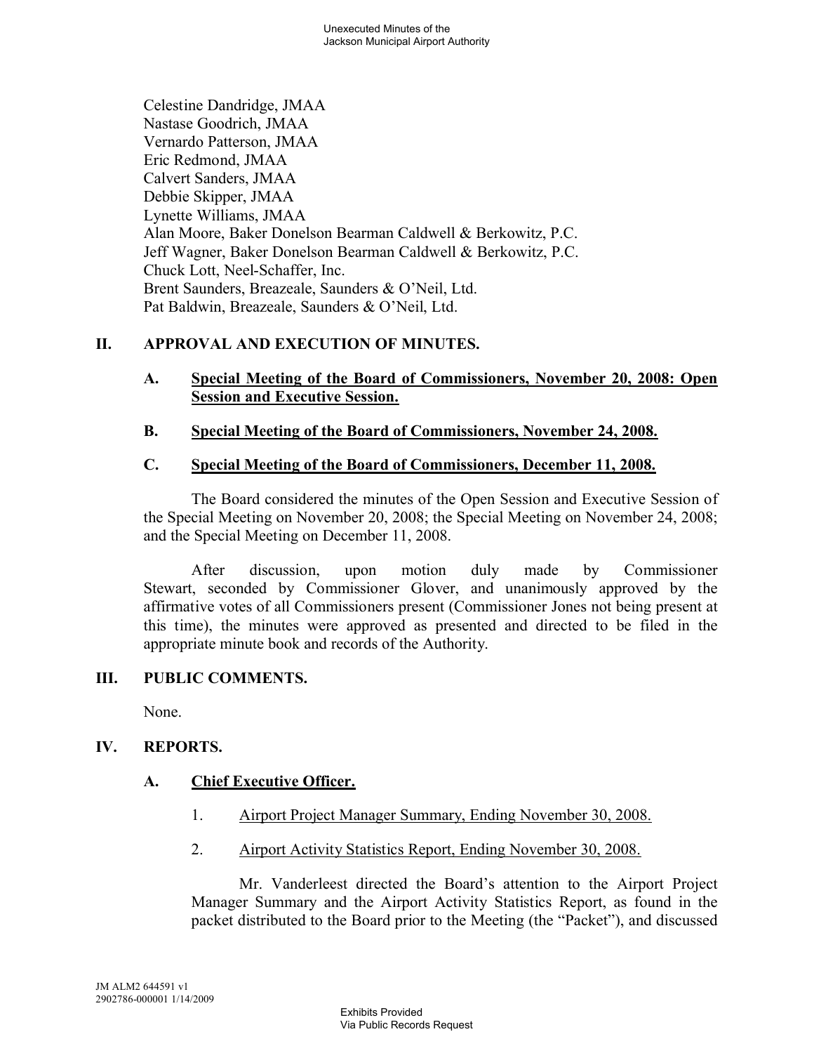Celestine Dandridge, JMAA
Nastase Goodrich, JMAA
Vernardo Patterson, JMAA
Eric Redmond, JMAA
Calvert Sanders, JMAA
Debbie Skipper, JMAA
Lynette Williams, JMAA
Alan Moore, Baker Donelson Bearman Caldwell & Berkowitz, P.C.
Jeff Wagner, Baker Donelson Bearman Caldwell & Berkowitz, P.C.
Chuck Lott, Neel-Schaffer, Inc.
Brent Saunders, Breazeale, Saunders & O'Neil, Ltd.
Pat Baldwin, Breazeale, Saunders & O'Neil, Ltd.

## II. APPROVAL AND EXECUTION OF MINUTES.

### A. Special Meeting of the Board of Commissioners, November 20, 2008: Open Session and Executive Session.

### B. Special Meeting of the Board of Commissioners, November 24, 2008.

### C. Special Meeting of the Board of Commissioners, December 11, 2008.

The Board considered the minutes of the Open Session and Executive Session of the Special Meeting on November 20, 2008; the Special Meeting on November 24, 2008; and the Special Meeting on December 11, 2008.

After discussion, upon motion duly made by Commissioner Stewart, seconded by Commissioner Glover, and unanimously approved by the affirmative votes of all Commissioners present (Commissioner Jones not being present at this time), the minutes were approved as presented and directed to be filed in the appropriate minute book and records of the Authority.

## III. PUBLIC COMMENTS.

None.

## IV. REPORTS.

### A. Chief Executive Officer.

1. Airport Project Manager Summary, Ending November 30, 2008.

2. Airport Activity Statistics Report, Ending November 30, 2008.

Mr. Vanderleest directed the Board's attention to the Airport Project Manager Summary and the Airport Activity Statistics Report, as found in the packet distributed to the Board prior to the Meeting (the "Packet"), and discussed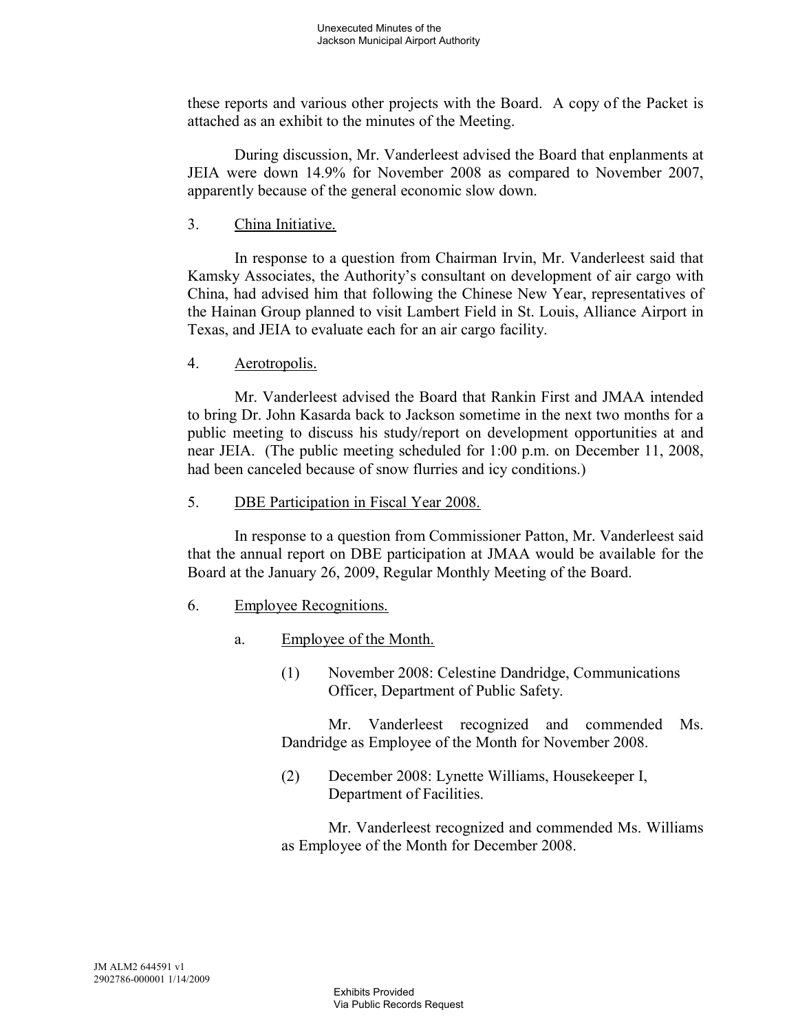these reports and various other projects with the Board. A copy of the Packet is attached as an exhibit to the minutes of the Meeting.

During discussion, Mr. Vanderleest advised the Board that enplanments at JEIA were down 14.9% for November 2008 as compared to November 2007, apparently because of the general economic slow down.

3. China Initiative.

In response to a question from Chairman Irvin, Mr. Vanderleest said that Kamsky Associates, the Authority's consultant on development of air cargo with China, had advised him that following the Chinese New Year, representatives of the Hainan Group planned to visit Lambert Field in St. Louis, Alliance Airport in Texas, and JEIA to evaluate each for an air cargo facility.

4. Aerotropolis.

Mr. Vanderleest advised the Board that Rankin First and JMAA intended to bring Dr. John Kasarda back to Jackson sometime in the next two months for a public meeting to discuss his study/report on development opportunities at and near JEIA. (The public meeting scheduled for 1:00 p.m. on December 11, 2008, had been canceled because of snow flurries and icy conditions.)

5. DBE Participation in Fiscal Year 2008.

In response to a question from Commissioner Patton, Mr. Vanderleest said that the annual report on DBE participation at JMAA would be available for the Board at the January 26, 2009, Regular Monthly Meeting of the Board.

6. Employee Recognitions.

a. Employee of the Month.

(1) November 2008: Celestine Dandridge, Communications Officer, Department of Public Safety.

Mr. Vanderleest recognized and commended Ms. Dandridge as Employee of the Month for November 2008.

(2) December 2008: Lynette Williams, Housekeeper I, Department of Facilities.

Mr. Vanderleest recognized and commended Ms. Williams as Employee of the Month for December 2008.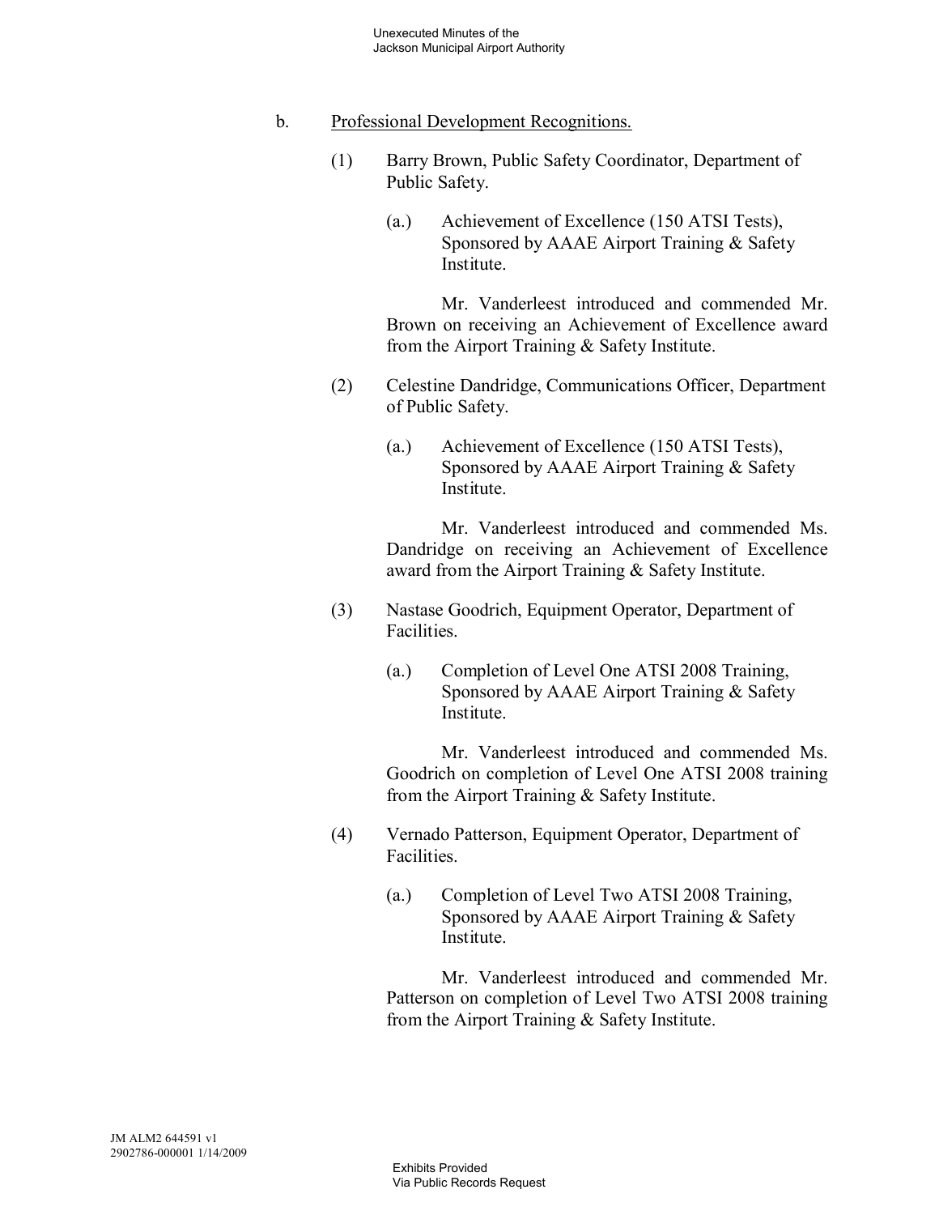b. Professional Development Recognitions.

(1) Barry Brown, Public Safety Coordinator, Department of Public Safety.

(a.) Achievement of Excellence (150 ATSI Tests), Sponsored by AAAE Airport Training & Safety Institute.

Mr. Vanderleest introduced and commended Mr. Brown on receiving an Achievement of Excellence award from the Airport Training & Safety Institute.

(2) Celestine Dandridge, Communications Officer, Department of Public Safety.

(a.) Achievement of Excellence (150 ATSI Tests), Sponsored by AAAE Airport Training & Safety Institute.

Mr. Vanderleest introduced and commended Ms. Dandridge on receiving an Achievement of Excellence award from the Airport Training & Safety Institute.

(3) Nastase Goodrich, Equipment Operator, Department of Facilities.

(a.) Completion of Level One ATSI 2008 Training, Sponsored by AAAE Airport Training & Safety Institute.

Mr. Vanderleest introduced and commended Ms. Goodrich on completion of Level One ATSI 2008 training from the Airport Training & Safety Institute.

(4) Vernado Patterson, Equipment Operator, Department of Facilities.

(a.) Completion of Level Two ATSI 2008 Training, Sponsored by AAAE Airport Training & Safety Institute.

Mr. Vanderleest introduced and commended Mr. Patterson on completion of Level Two ATSI 2008 training from the Airport Training & Safety Institute.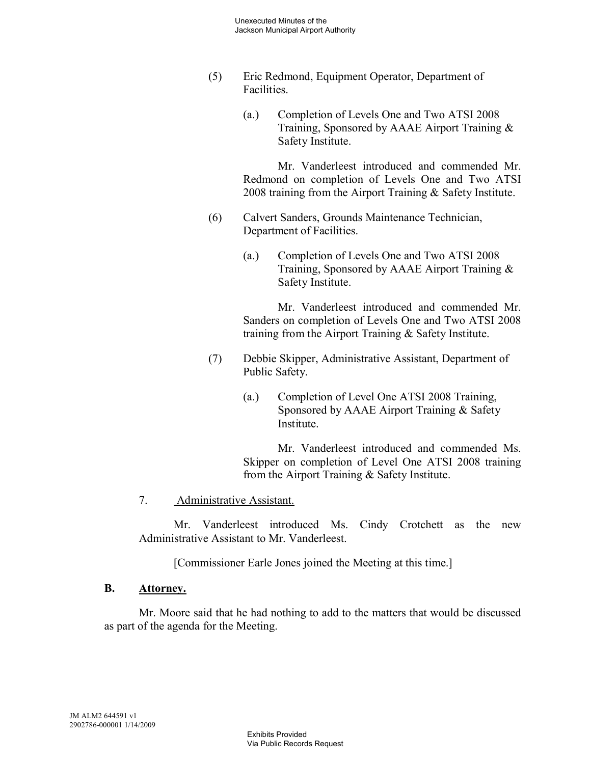(5) Eric Redmond, Equipment Operator, Department of Facilities.

(a.) Completion of Levels One and Two ATSI 2008 Training, Sponsored by AAAE Airport Training & Safety Institute.

Mr. Vanderleest introduced and commended Mr. Redmond on completion of Levels One and Two ATSI 2008 training from the Airport Training & Safety Institute.

(6) Calvert Sanders, Grounds Maintenance Technician, Department of Facilities.

(a.) Completion of Levels One and Two ATSI 2008 Training, Sponsored by AAAE Airport Training & Safety Institute.

Mr. Vanderleest introduced and commended Mr. Sanders on completion of Levels One and Two ATSI 2008 training from the Airport Training & Safety Institute.

(7) Debbie Skipper, Administrative Assistant, Department of Public Safety.

(a.) Completion of Level One ATSI 2008 Training, Sponsored by AAAE Airport Training & Safety Institute.

Mr. Vanderleest introduced and commended Ms. Skipper on completion of Level One ATSI 2008 training from the Airport Training & Safety Institute.

7. <u>Administrative Assistant.</u>

Mr. Vanderleest introduced Ms. Cindy Crotchett as the new Administrative Assistant to Mr. Vanderleest.

[Commissioner Earle Jones joined the Meeting at this time.]

### B. <u>Attorney.</u>

Mr. Moore said that he had nothing to add to the matters that would be discussed as part of the agenda for the Meeting.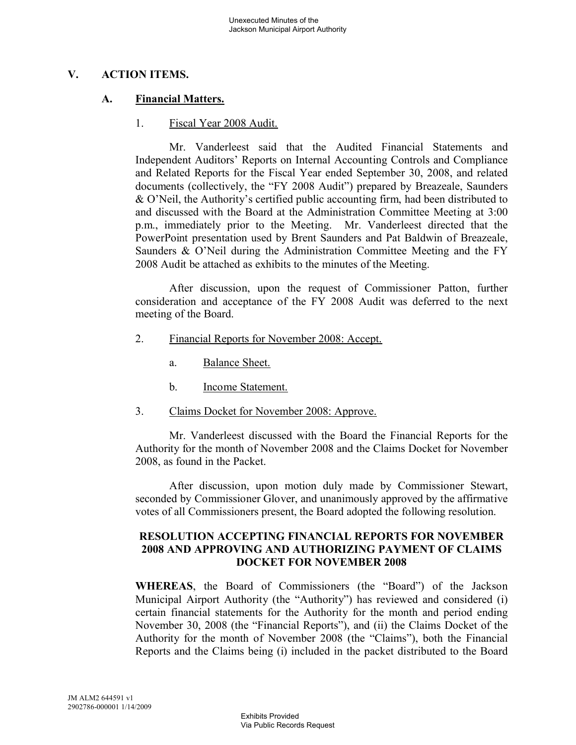## V. ACTION ITEMS.

### A. Financial Matters.

1. Fiscal Year 2008 Audit.

Mr. Vanderleest said that the Audited Financial Statements and Independent Auditors' Reports on Internal Accounting Controls and Compliance and Related Reports for the Fiscal Year ended September 30, 2008, and related documents (collectively, the "FY 2008 Audit") prepared by Breazeale, Saunders & O'Neil, the Authority's certified public accounting firm, had been distributed to and discussed with the Board at the Administration Committee Meeting at 3:00 p.m., immediately prior to the Meeting. Mr. Vanderleest directed that the PowerPoint presentation used by Brent Saunders and Pat Baldwin of Breazeale, Saunders & O'Neil during the Administration Committee Meeting and the FY 2008 Audit be attached as exhibits to the minutes of the Meeting.

After discussion, upon the request of Commissioner Patton, further consideration and acceptance of the FY 2008 Audit was deferred to the next meeting of the Board.

2. Financial Reports for November 2008: Accept.

   a. Balance Sheet.

   b. Income Statement.

3. Claims Docket for November 2008: Approve.

Mr. Vanderleest discussed with the Board the Financial Reports for the Authority for the month of November 2008 and the Claims Docket for November 2008, as found in the Packet.

After discussion, upon motion duly made by Commissioner Stewart, seconded by Commissioner Glover, and unanimously approved by the affirmative votes of all Commissioners present, the Board adopted the following resolution.

**RESOLUTION ACCEPTING FINANCIAL REPORTS FOR NOVEMBER 2008 AND APPROVING AND AUTHORIZING PAYMENT OF CLAIMS DOCKET FOR NOVEMBER 2008**

**WHEREAS**, the Board of Commissioners (the "Board") of the Jackson Municipal Airport Authority (the "Authority") has reviewed and considered (i) certain financial statements for the Authority for the month and period ending November 30, 2008 (the "Financial Reports"), and (ii) the Claims Docket of the Authority for the month of November 2008 (the "Claims"), both the Financial Reports and the Claims being (i) included in the packet distributed to the Board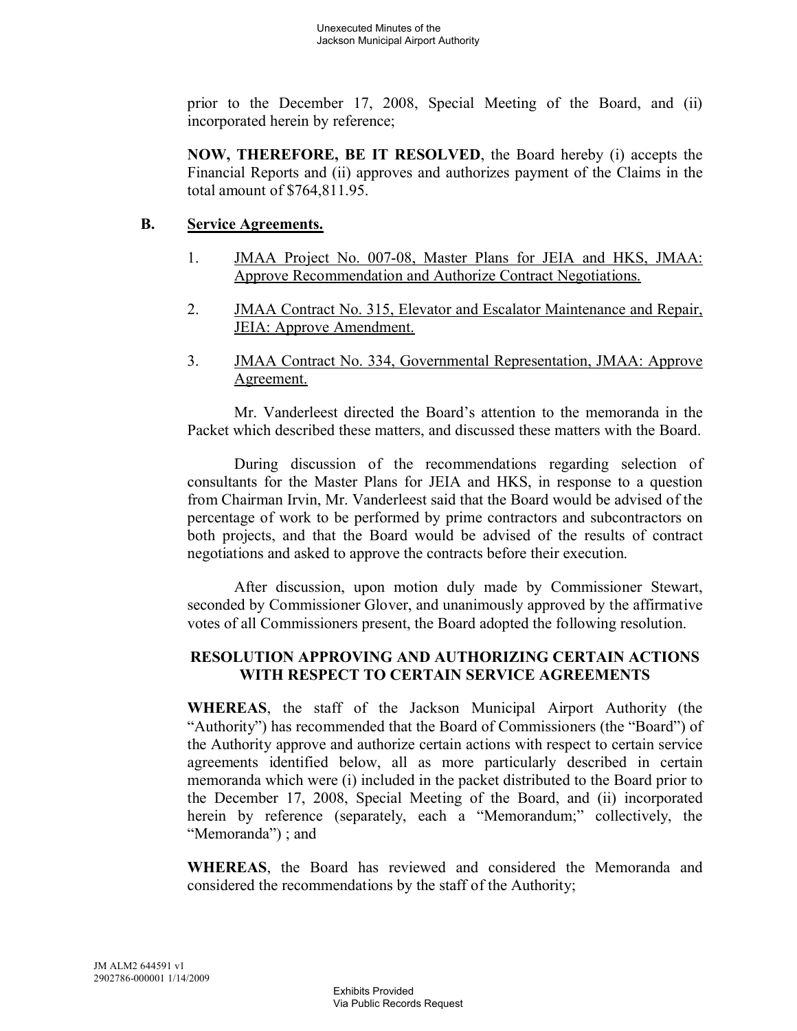prior to the December 17, 2008, Special Meeting of the Board, and (ii) incorporated herein by reference;

**NOW, THEREFORE, BE IT RESOLVED**, the Board hereby (i) accepts the Financial Reports and (ii) approves and authorizes payment of the Claims in the total amount of $764,811.95.

**B. Service Agreements.**

1. JMAA Project No. 007-08, Master Plans for JEIA and HKS, JMAA: Approve Recommendation and Authorize Contract Negotiations.

2. JMAA Contract No. 315, Elevator and Escalator Maintenance and Repair, JEIA: Approve Amendment.

3. JMAA Contract No. 334, Governmental Representation, JMAA: Approve Agreement.

Mr. Vanderleest directed the Board's attention to the memoranda in the Packet which described these matters, and discussed these matters with the Board.

During discussion of the recommendations regarding selection of consultants for the Master Plans for JEIA and HKS, in response to a question from Chairman Irvin, Mr. Vanderleest said that the Board would be advised of the percentage of work to be performed by prime contractors and subcontractors on both projects, and that the Board would be advised of the results of contract negotiations and asked to approve the contracts before their execution.

After discussion, upon motion duly made by Commissioner Stewart, seconded by Commissioner Glover, and unanimously approved by the affirmative votes of all Commissioners present, the Board adopted the following resolution.

**RESOLUTION APPROVING AND AUTHORIZING CERTAIN ACTIONS WITH RESPECT TO CERTAIN SERVICE AGREEMENTS**

**WHEREAS**, the staff of the Jackson Municipal Airport Authority (the "Authority") has recommended that the Board of Commissioners (the "Board") of the Authority approve and authorize certain actions with respect to certain service agreements identified below, all as more particularly described in certain memoranda which were (i) included in the packet distributed to the Board prior to the December 17, 2008, Special Meeting of the Board, and (ii) incorporated herein by reference (separately, each a "Memorandum;" collectively, the "Memoranda") ; and

**WHEREAS**, the Board has reviewed and considered the Memoranda and considered the recommendations by the staff of the Authority;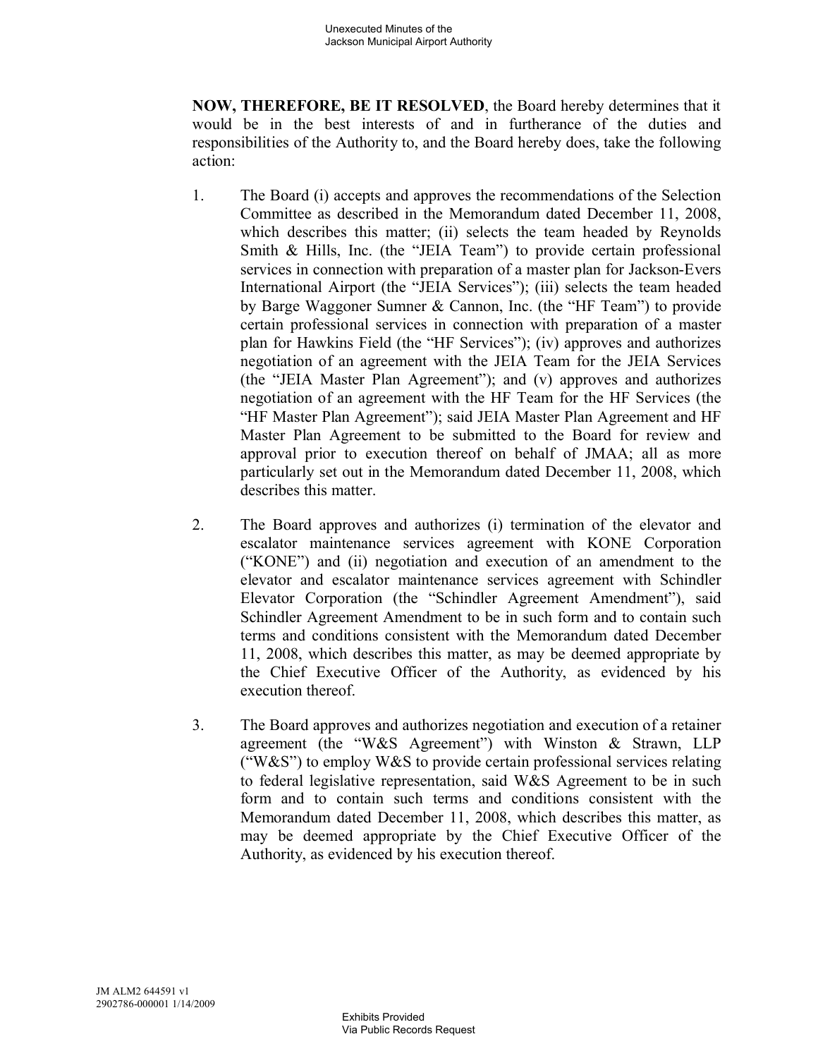**NOW, THEREFORE, BE IT RESOLVED**, the Board hereby determines that it would be in the best interests of and in furtherance of the duties and responsibilities of the Authority to, and the Board hereby does, take the following action:

1. The Board (i) accepts and approves the recommendations of the Selection Committee as described in the Memorandum dated December 11, 2008, which describes this matter; (ii) selects the team headed by Reynolds Smith & Hills, Inc. (the "JEIA Team") to provide certain professional services in connection with preparation of a master plan for Jackson-Evers International Airport (the "JEIA Services"); (iii) selects the team headed by Barge Waggoner Sumner & Cannon, Inc. (the "HF Team") to provide certain professional services in connection with preparation of a master plan for Hawkins Field (the "HF Services"); (iv) approves and authorizes negotiation of an agreement with the JEIA Team for the JEIA Services (the "JEIA Master Plan Agreement"); and (v) approves and authorizes negotiation of an agreement with the HF Team for the HF Services (the "HF Master Plan Agreement"); said JEIA Master Plan Agreement and HF Master Plan Agreement to be submitted to the Board for review and approval prior to execution thereof on behalf of JMAA; all as more particularly set out in the Memorandum dated December 11, 2008, which describes this matter.

2. The Board approves and authorizes (i) termination of the elevator and escalator maintenance services agreement with KONE Corporation ("KONE") and (ii) negotiation and execution of an amendment to the elevator and escalator maintenance services agreement with Schindler Elevator Corporation (the "Schindler Agreement Amendment"), said Schindler Agreement Amendment to be in such form and to contain such terms and conditions consistent with the Memorandum dated December 11, 2008, which describes this matter, as may be deemed appropriate by the Chief Executive Officer of the Authority, as evidenced by his execution thereof.

3. The Board approves and authorizes negotiation and execution of a retainer agreement (the "W&S Agreement") with Winston & Strawn, LLP ("W&S") to employ W&S to provide certain professional services relating to federal legislative representation, said W&S Agreement to be in such form and to contain such terms and conditions consistent with the Memorandum dated December 11, 2008, which describes this matter, as may be deemed appropriate by the Chief Executive Officer of the Authority, as evidenced by his execution thereof.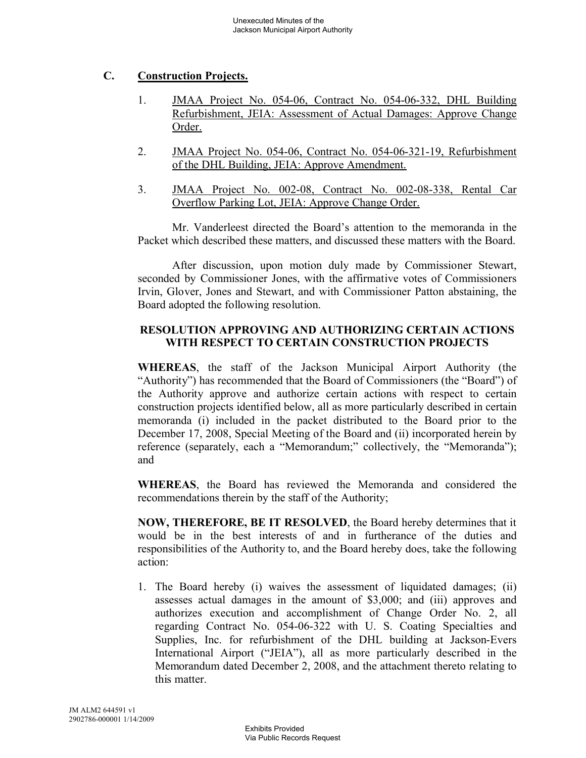### C. Construction Projects.

1. JMAA Project No. 054-06, Contract No. 054-06-332, DHL Building Refurbishment, JEIA: Assessment of Actual Damages: Approve Change Order.

2. JMAA Project No. 054-06, Contract No. 054-06-321-19, Refurbishment of the DHL Building, JEIA: Approve Amendment.

3. JMAA Project No. 002-08, Contract No. 002-08-338, Rental Car Overflow Parking Lot, JEIA: Approve Change Order.

Mr. Vanderleest directed the Board's attention to the memoranda in the Packet which described these matters, and discussed these matters with the Board.

After discussion, upon motion duly made by Commissioner Stewart, seconded by Commissioner Jones, with the affirmative votes of Commissioners Irvin, Glover, Jones and Stewart, and with Commissioner Patton abstaining, the Board adopted the following resolution.

**RESOLUTION APPROVING AND AUTHORIZING CERTAIN ACTIONS WITH RESPECT TO CERTAIN CONSTRUCTION PROJECTS**

**WHEREAS**, the staff of the Jackson Municipal Airport Authority (the "Authority") has recommended that the Board of Commissioners (the "Board") of the Authority approve and authorize certain actions with respect to certain construction projects identified below, all as more particularly described in certain memoranda (i) included in the packet distributed to the Board prior to the December 17, 2008, Special Meeting of the Board and (ii) incorporated herein by reference (separately, each a "Memorandum;" collectively, the "Memoranda"); and

**WHEREAS**, the Board has reviewed the Memoranda and considered the recommendations therein by the staff of the Authority;

**NOW, THEREFORE, BE IT RESOLVED**, the Board hereby determines that it would be in the best interests of and in furtherance of the duties and responsibilities of the Authority to, and the Board hereby does, take the following action:

1. The Board hereby (i) waives the assessment of liquidated damages; (ii) assesses actual damages in the amount of $3,000; and (iii) approves and authorizes execution and accomplishment of Change Order No. 2, all regarding Contract No. 054-06-322 with U. S. Coating Specialties and Supplies, Inc. for refurbishment of the DHL building at Jackson-Evers International Airport ("JEIA"), all as more particularly described in the Memorandum dated December 2, 2008, and the attachment thereto relating to this matter.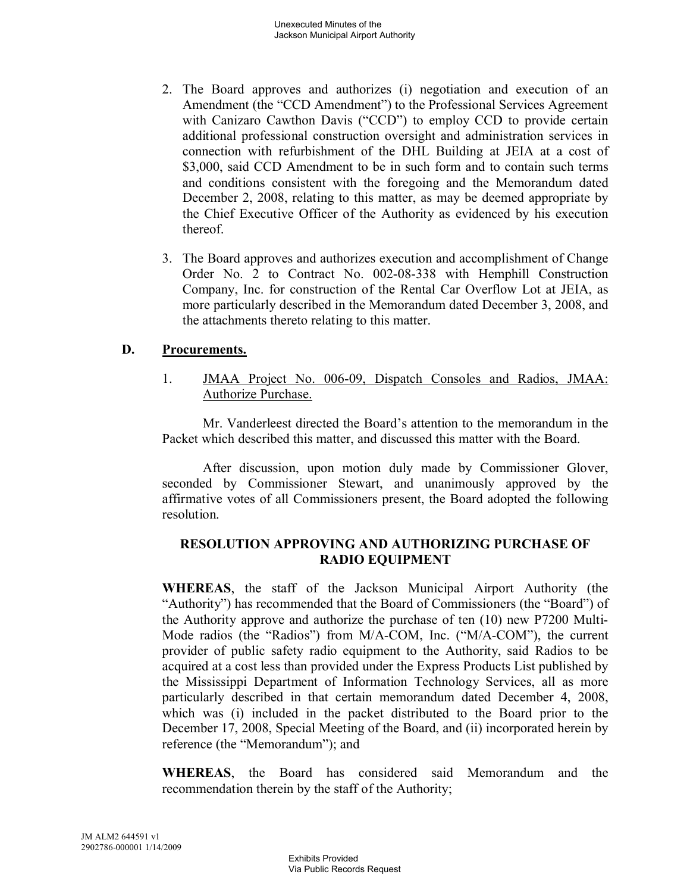2. The Board approves and authorizes (i) negotiation and execution of an Amendment (the "CCD Amendment") to the Professional Services Agreement with Canizaro Cawthon Davis ("CCD") to employ CCD to provide certain additional professional construction oversight and administration services in connection with refurbishment of the DHL Building at JEIA at a cost of $3,000, said CCD Amendment to be in such form and to contain such terms and conditions consistent with the foregoing and the Memorandum dated December 2, 2008, relating to this matter, as may be deemed appropriate by the Chief Executive Officer of the Authority as evidenced by his execution thereof.

3. The Board approves and authorizes execution and accomplishment of Change Order No. 2 to Contract No. 002-08-338 with Hemphill Construction Company, Inc. for construction of the Rental Car Overflow Lot at JEIA, as more particularly described in the Memorandum dated December 3, 2008, and the attachments thereto relating to this matter.

**D. Procurements.**

1. JMAA Project No. 006-09, Dispatch Consoles and Radios, JMAA: Authorize Purchase.

Mr. Vanderleest directed the Board's attention to the memorandum in the Packet which described this matter, and discussed this matter with the Board.

After discussion, upon motion duly made by Commissioner Glover, seconded by Commissioner Stewart, and unanimously approved by the affirmative votes of all Commissioners present, the Board adopted the following resolution.

**RESOLUTION APPROVING AND AUTHORIZING PURCHASE OF RADIO EQUIPMENT**

**WHEREAS**, the staff of the Jackson Municipal Airport Authority (the "Authority") has recommended that the Board of Commissioners (the "Board") of the Authority approve and authorize the purchase of ten (10) new P7200 Multi-Mode radios (the "Radios") from M/A-COM, Inc. ("M/A-COM"), the current provider of public safety radio equipment to the Authority, said Radios to be acquired at a cost less than provided under the Express Products List published by the Mississippi Department of Information Technology Services, all as more particularly described in that certain memorandum dated December 4, 2008, which was (i) included in the packet distributed to the Board prior to the December 17, 2008, Special Meeting of the Board, and (ii) incorporated herein by reference (the "Memorandum"); and

**WHEREAS**, the Board has considered said Memorandum and the recommendation therein by the staff of the Authority;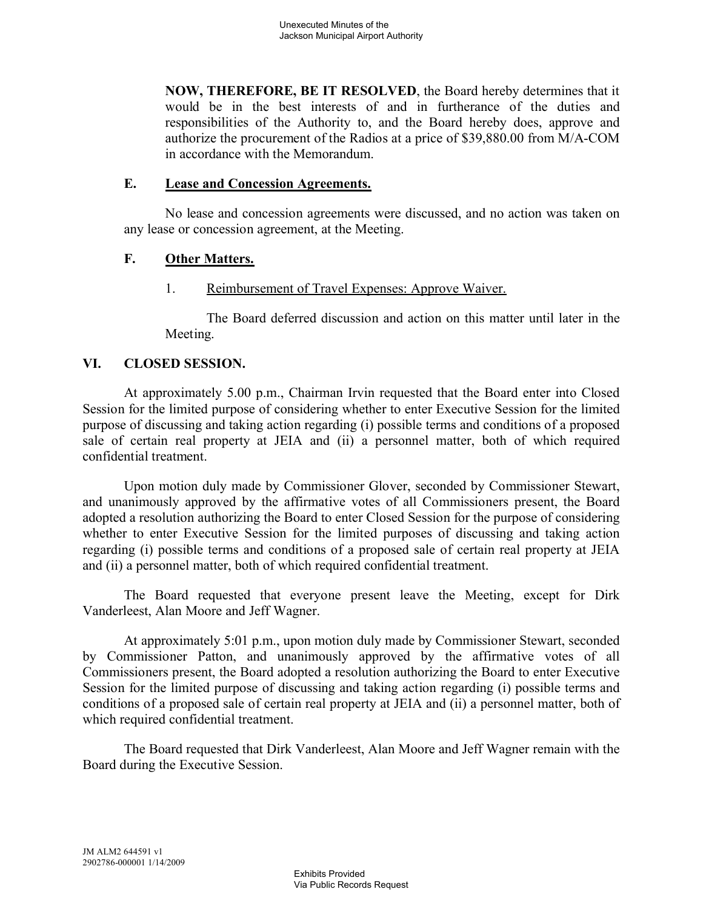**NOW, THEREFORE, BE IT RESOLVED**, the Board hereby determines that it would be in the best interests of and in furtherance of the duties and responsibilities of the Authority to, and the Board hereby does, approve and authorize the procurement of the Radios at a price of $39,880.00 from M/A-COM in accordance with the Memorandum.

### E. Lease and Concession Agreements.

No lease and concession agreements were discussed, and no action was taken on any lease or concession agreement, at the Meeting.

### F. Other Matters.

1. Reimbursement of Travel Expenses: Approve Waiver.

The Board deferred discussion and action on this matter until later in the Meeting.

## VI. CLOSED SESSION.

At approximately 5.00 p.m., Chairman Irvin requested that the Board enter into Closed Session for the limited purpose of considering whether to enter Executive Session for the limited purpose of discussing and taking action regarding (i) possible terms and conditions of a proposed sale of certain real property at JEIA and (ii) a personnel matter, both of which required confidential treatment.

Upon motion duly made by Commissioner Glover, seconded by Commissioner Stewart, and unanimously approved by the affirmative votes of all Commissioners present, the Board adopted a resolution authorizing the Board to enter Closed Session for the purpose of considering whether to enter Executive Session for the limited purposes of discussing and taking action regarding (i) possible terms and conditions of a proposed sale of certain real property at JEIA and (ii) a personnel matter, both of which required confidential treatment.

The Board requested that everyone present leave the Meeting, except for Dirk Vanderleest, Alan Moore and Jeff Wagner.

At approximately 5:01 p.m., upon motion duly made by Commissioner Stewart, seconded by Commissioner Patton, and unanimously approved by the affirmative votes of all Commissioners present, the Board adopted a resolution authorizing the Board to enter Executive Session for the limited purpose of discussing and taking action regarding (i) possible terms and conditions of a proposed sale of certain real property at JEIA and (ii) a personnel matter, both of which required confidential treatment.

The Board requested that Dirk Vanderleest, Alan Moore and Jeff Wagner remain with the Board during the Executive Session.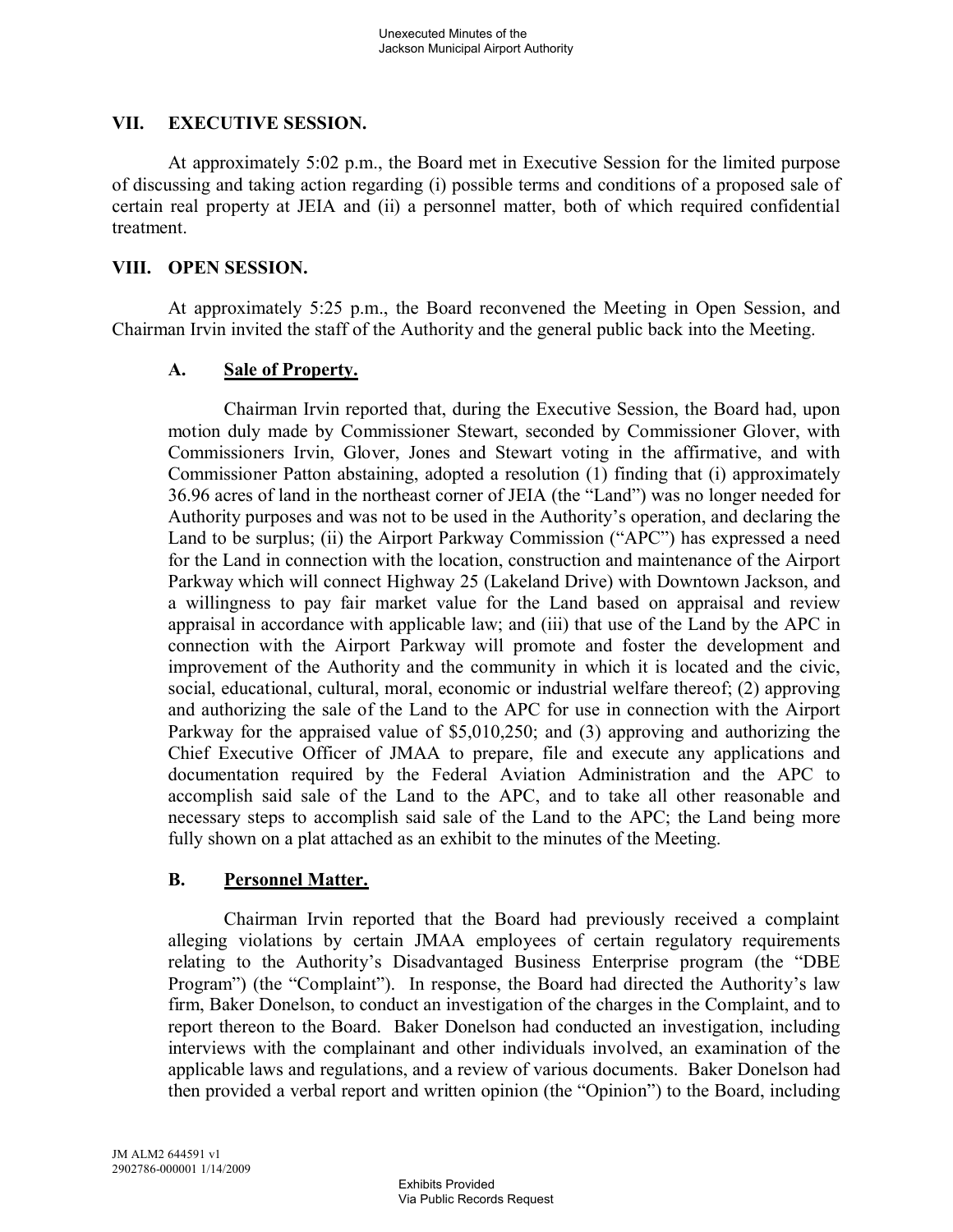## VII. EXECUTIVE SESSION.

At approximately 5:02 p.m., the Board met in Executive Session for the limited purpose of discussing and taking action regarding (i) possible terms and conditions of a proposed sale of certain real property at JEIA and (ii) a personnel matter, both of which required confidential treatment.

## VIII. OPEN SESSION.

At approximately 5:25 p.m., the Board reconvened the Meeting in Open Session, and Chairman Irvin invited the staff of the Authority and the general public back into the Meeting.

### A. Sale of Property.

Chairman Irvin reported that, during the Executive Session, the Board had, upon motion duly made by Commissioner Stewart, seconded by Commissioner Glover, with Commissioners Irvin, Glover, Jones and Stewart voting in the affirmative, and with Commissioner Patton abstaining, adopted a resolution (1) finding that (i) approximately 36.96 acres of land in the northeast corner of JEIA (the "Land") was no longer needed for Authority purposes and was not to be used in the Authority's operation, and declaring the Land to be surplus; (ii) the Airport Parkway Commission ("APC") has expressed a need for the Land in connection with the location, construction and maintenance of the Airport Parkway which will connect Highway 25 (Lakeland Drive) with Downtown Jackson, and a willingness to pay fair market value for the Land based on appraisal and review appraisal in accordance with applicable law; and (iii) that use of the Land by the APC in connection with the Airport Parkway will promote and foster the development and improvement of the Authority and the community in which it is located and the civic, social, educational, cultural, moral, economic or industrial welfare thereof; (2) approving and authorizing the sale of the Land to the APC for use in connection with the Airport Parkway for the appraised value of $5,010,250; and (3) approving and authorizing the Chief Executive Officer of JMAA to prepare, file and execute any applications and documentation required by the Federal Aviation Administration and the APC to accomplish said sale of the Land to the APC, and to take all other reasonable and necessary steps to accomplish said sale of the Land to the APC; the Land being more fully shown on a plat attached as an exhibit to the minutes of the Meeting.

### B. Personnel Matter.

Chairman Irvin reported that the Board had previously received a complaint alleging violations by certain JMAA employees of certain regulatory requirements relating to the Authority's Disadvantaged Business Enterprise program (the "DBE Program") (the "Complaint"). In response, the Board had directed the Authority's law firm, Baker Donelson, to conduct an investigation of the charges in the Complaint, and to report thereon to the Board. Baker Donelson had conducted an investigation, including interviews with the complainant and other individuals involved, an examination of the applicable laws and regulations, and a review of various documents. Baker Donelson had then provided a verbal report and written opinion (the "Opinion") to the Board, including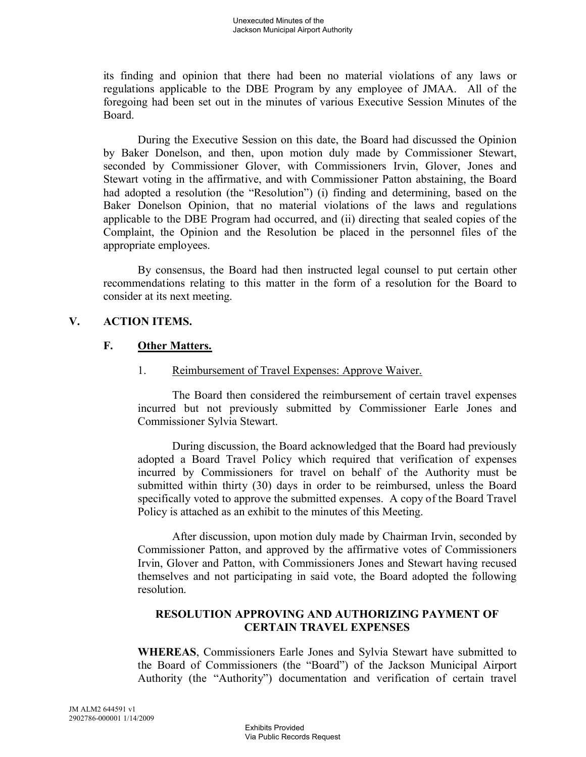its finding and opinion that there had been no material violations of any laws or regulations applicable to the DBE Program by any employee of JMAA. All of the foregoing had been set out in the minutes of various Executive Session Minutes of the Board.

During the Executive Session on this date, the Board had discussed the Opinion by Baker Donelson, and then, upon motion duly made by Commissioner Stewart, seconded by Commissioner Glover, with Commissioners Irvin, Glover, Jones and Stewart voting in the affirmative, and with Commissioner Patton abstaining, the Board had adopted a resolution (the "Resolution") (i) finding and determining, based on the Baker Donelson Opinion, that no material violations of the laws and regulations applicable to the DBE Program had occurred, and (ii) directing that sealed copies of the Complaint, the Opinion and the Resolution be placed in the personnel files of the appropriate employees.

By consensus, the Board had then instructed legal counsel to put certain other recommendations relating to this matter in the form of a resolution for the Board to consider at its next meeting.

## V. ACTION ITEMS.

### F. Other Matters.

1. Reimbursement of Travel Expenses: Approve Waiver.

The Board then considered the reimbursement of certain travel expenses incurred but not previously submitted by Commissioner Earle Jones and Commissioner Sylvia Stewart.

During discussion, the Board acknowledged that the Board had previously adopted a Board Travel Policy which required that verification of expenses incurred by Commissioners for travel on behalf of the Authority must be submitted within thirty (30) days in order to be reimbursed, unless the Board specifically voted to approve the submitted expenses. A copy of the Board Travel Policy is attached as an exhibit to the minutes of this Meeting.

After discussion, upon motion duly made by Chairman Irvin, seconded by Commissioner Patton, and approved by the affirmative votes of Commissioners Irvin, Glover and Patton, with Commissioners Jones and Stewart having recused themselves and not participating in said vote, the Board adopted the following resolution.

**RESOLUTION APPROVING AND AUTHORIZING PAYMENT OF CERTAIN TRAVEL EXPENSES**

**WHEREAS**, Commissioners Earle Jones and Sylvia Stewart have submitted to the Board of Commissioners (the "Board") of the Jackson Municipal Airport Authority (the "Authority") documentation and verification of certain travel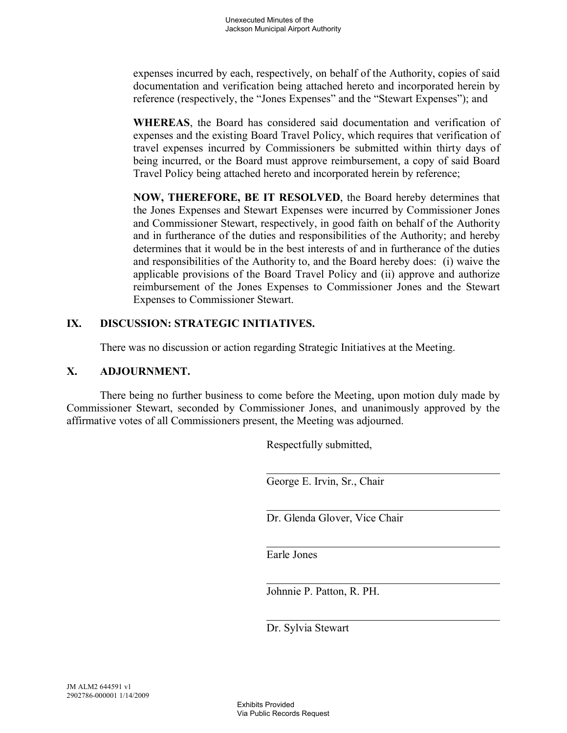expenses incurred by each, respectively, on behalf of the Authority, copies of said documentation and verification being attached hereto and incorporated herein by reference (respectively, the "Jones Expenses" and the "Stewart Expenses"); and

**WHEREAS**, the Board has considered said documentation and verification of expenses and the existing Board Travel Policy, which requires that verification of travel expenses incurred by Commissioners be submitted within thirty days of being incurred, or the Board must approve reimbursement, a copy of said Board Travel Policy being attached hereto and incorporated herein by reference;

**NOW, THEREFORE, BE IT RESOLVED**, the Board hereby determines that the Jones Expenses and Stewart Expenses were incurred by Commissioner Jones and Commissioner Stewart, respectively, in good faith on behalf of the Authority and in furtherance of the duties and responsibilities of the Authority; and hereby determines that it would be in the best interests of and in furtherance of the duties and responsibilities of the Authority to, and the Board hereby does: (i) waive the applicable provisions of the Board Travel Policy and (ii) approve and authorize reimbursement of the Jones Expenses to Commissioner Jones and the Stewart Expenses to Commissioner Stewart.

## IX. DISCUSSION: STRATEGIC INITIATIVES.

There was no discussion or action regarding Strategic Initiatives at the Meeting.

## X. ADJOURNMENT.

There being no further business to come before the Meeting, upon motion duly made by Commissioner Stewart, seconded by Commissioner Jones, and unanimously approved by the affirmative votes of all Commissioners present, the Meeting was adjourned.

Respectfully submitted,

\_\_\_\_\_\_\_\_\_\_\_\_\_\_\_\_\_\_\_\_\_\_\_\_\_\_\_\_\_\_\_\_\_\_\_\_\_\_
George E. Irvin, Sr., Chair

\_\_\_\_\_\_\_\_\_\_\_\_\_\_\_\_\_\_\_\_\_\_\_\_\_\_\_\_\_\_\_\_\_\_\_\_\_\_
Dr. Glenda Glover, Vice Chair

\_\_\_\_\_\_\_\_\_\_\_\_\_\_\_\_\_\_\_\_\_\_\_\_\_\_\_\_\_\_\_\_\_\_\_\_\_\_
Earle Jones

\_\_\_\_\_\_\_\_\_\_\_\_\_\_\_\_\_\_\_\_\_\_\_\_\_\_\_\_\_\_\_\_\_\_\_\_\_\_
Johnnie P. Patton, R. PH.

\_\_\_\_\_\_\_\_\_\_\_\_\_\_\_\_\_\_\_\_\_\_\_\_\_\_\_\_\_\_\_\_\_\_\_\_\_\_
Dr. Sylvia Stewart

JM ALM2 644591 v1
2902786-000001 1/14/2009